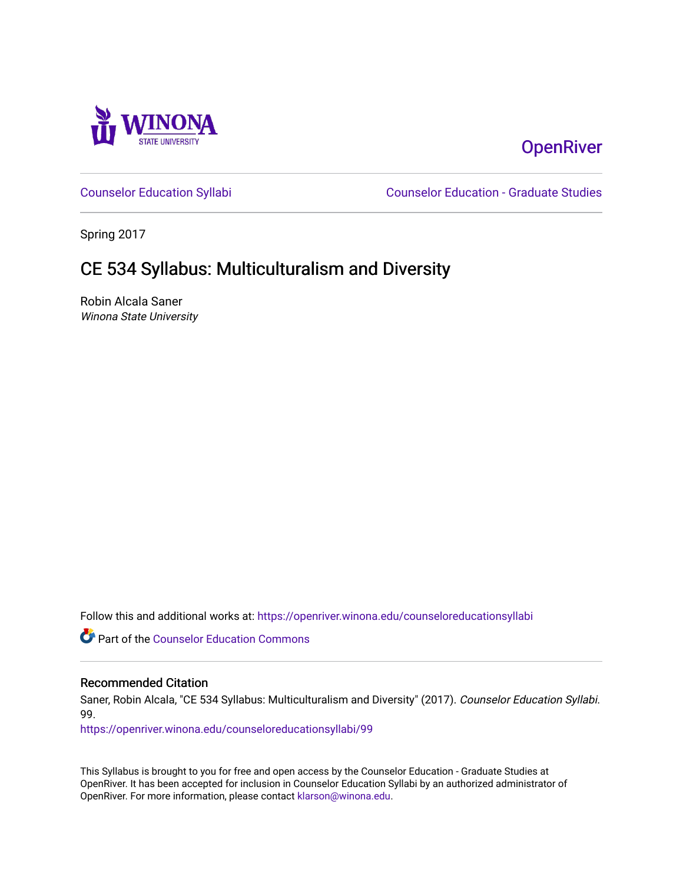Winona State University

OpenRiver

Counselor Education Syllabi

Counselor Education - Graduate Studies

Spring 2017

# CE 534 Syllabus: Multiculturalism and Diversity

Robin Alcala Saner
*Winona State University*

Follow this and additional works at: https://openriver.winona.edu/counseloreducationsyllabi

Part of the Counselor Education Commons

## Recommended Citation

Saner, Robin Alcala, "CE 534 Syllabus: Multiculturalism and Diversity" (2017). *Counselor Education Syllabi*. 99.
https://openriver.winona.edu/counseloreducationsyllabi/99

This Syllabus is brought to you for free and open access by the Counselor Education - Graduate Studies at OpenRiver. It has been accepted for inclusion in Counselor Education Syllabi by an authorized administrator of OpenRiver. For more information, please contact klarson@winona.edu.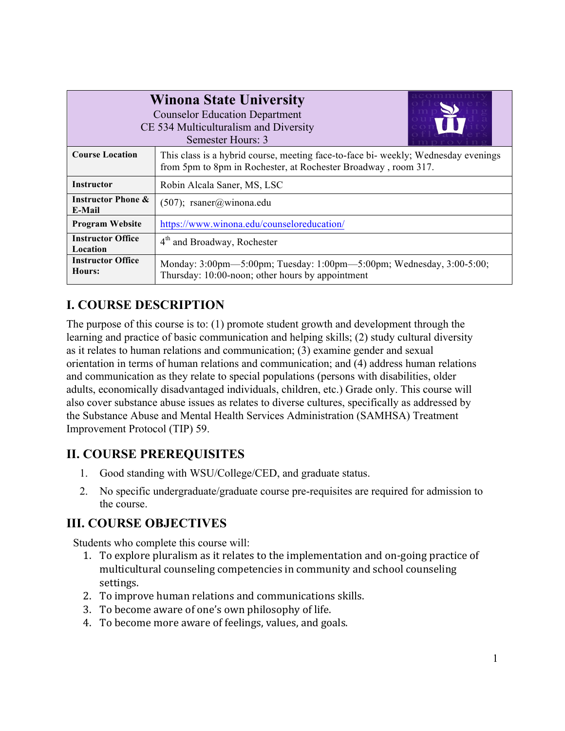| Winona State University<br>Counselor Education Department<br>CE 534 Multiculturalism and Diversity<br>Semester Hours: 3 | |
|---|---|
| **Course Location** | This class is a hybrid course, meeting face-to-face bi- weekly; Wednesday evenings from 5pm to 8pm in Rochester, at Rochester Broadway , room 317. |
| **Instructor** | Robin Alcala Saner, MS, LSC |
| **Instructor Phone & E-Mail** | (507); rsaner@winona.edu |
| **Program Website** | https://www.winona.edu/counseloreducation/ |
| **Instructor Office Location** | 4th and Broadway, Rochester |
| **Instructor Office Hours:** | Monday: 3:00pm—5:00pm; Tuesday: 1:00pm—5:00pm; Wednesday, 3:00-5:00; Thursday: 10:00-noon; other hours by appointment |

## I. COURSE DESCRIPTION

The purpose of this course is to: (1) promote student growth and development through the learning and practice of basic communication and helping skills; (2) study cultural diversity as it relates to human relations and communication; (3) examine gender and sexual orientation in terms of human relations and communication; and (4) address human relations and communication as they relate to special populations (persons with disabilities, older adults, economically disadvantaged individuals, children, etc.) Grade only. This course will also cover substance abuse issues as relates to diverse cultures, specifically as addressed by the Substance Abuse and Mental Health Services Administration (SAMHSA) Treatment Improvement Protocol (TIP) 59.

## II. COURSE PREREQUISITES

1. Good standing with WSU/College/CED, and graduate status.
2. No specific undergraduate/graduate course pre-requisites are required for admission to the course.

## III. COURSE OBJECTIVES

Students who complete this course will:

1. To explore pluralism as it relates to the implementation and on-going practice of multicultural counseling competencies in community and school counseling settings.
2. To improve human relations and communications skills.
3. To become aware of one's own philosophy of life.
4. To become more aware of feelings, values, and goals.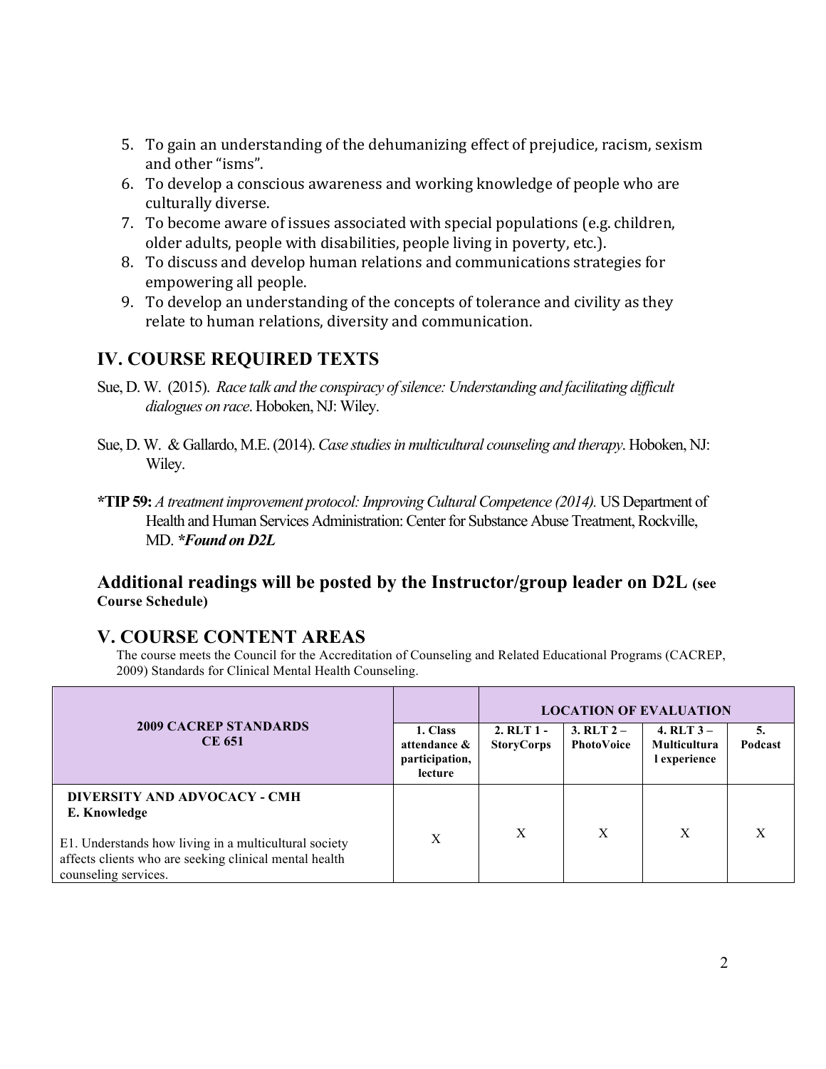5. To gain an understanding of the dehumanizing effect of prejudice, racism, sexism and other "isms".
6. To develop a conscious awareness and working knowledge of people who are culturally diverse.
7. To become aware of issues associated with special populations (e.g. children, older adults, people with disabilities, people living in poverty, etc.).
8. To discuss and develop human relations and communications strategies for empowering all people.
9. To develop an understanding of the concepts of tolerance and civility as they relate to human relations, diversity and communication.

## IV. COURSE REQUIRED TEXTS

Sue, D. W. (2015). *Race talk and the conspiracy of silence: Understanding and facilitating difficult dialogues on race*. Hoboken, NJ: Wiley.

Sue, D. W. & Gallardo, M.E. (2014). *Case studies in multicultural counseling and therapy*. Hoboken, NJ: Wiley.

**\*TIP 59:** *A treatment improvement protocol: Improving Cultural Competence (2014).* US Department of Health and Human Services Administration: Center for Substance Abuse Treatment, Rockville, MD. ***\*Found on D2L***

### Additional readings will be posted by the Instructor/group leader on D2L (see Course Schedule)

## V. COURSE CONTENT AREAS

The course meets the Council for the Accreditation of Counseling and Related Educational Programs (CACREP, 2009) Standards for Clinical Mental Health Counseling.

| 2009 CACREP STANDARDS CE 651 | | LOCATION OF EVALUATION | | | |
|---|---|---|---|---|---|
| | 1. Class attendance & participation, lecture | 2. RLT 1 - StoryCorps | 3. RLT 2 – PhotoVoice | 4. RLT 3 – Multicultural experience | 5. Podcast |
| **DIVERSITY AND ADVOCACY - CMH** **E. Knowledge** E1. Understands how living in a multicultural society affects clients who are seeking clinical mental health counseling services. | X | X | X | X | X |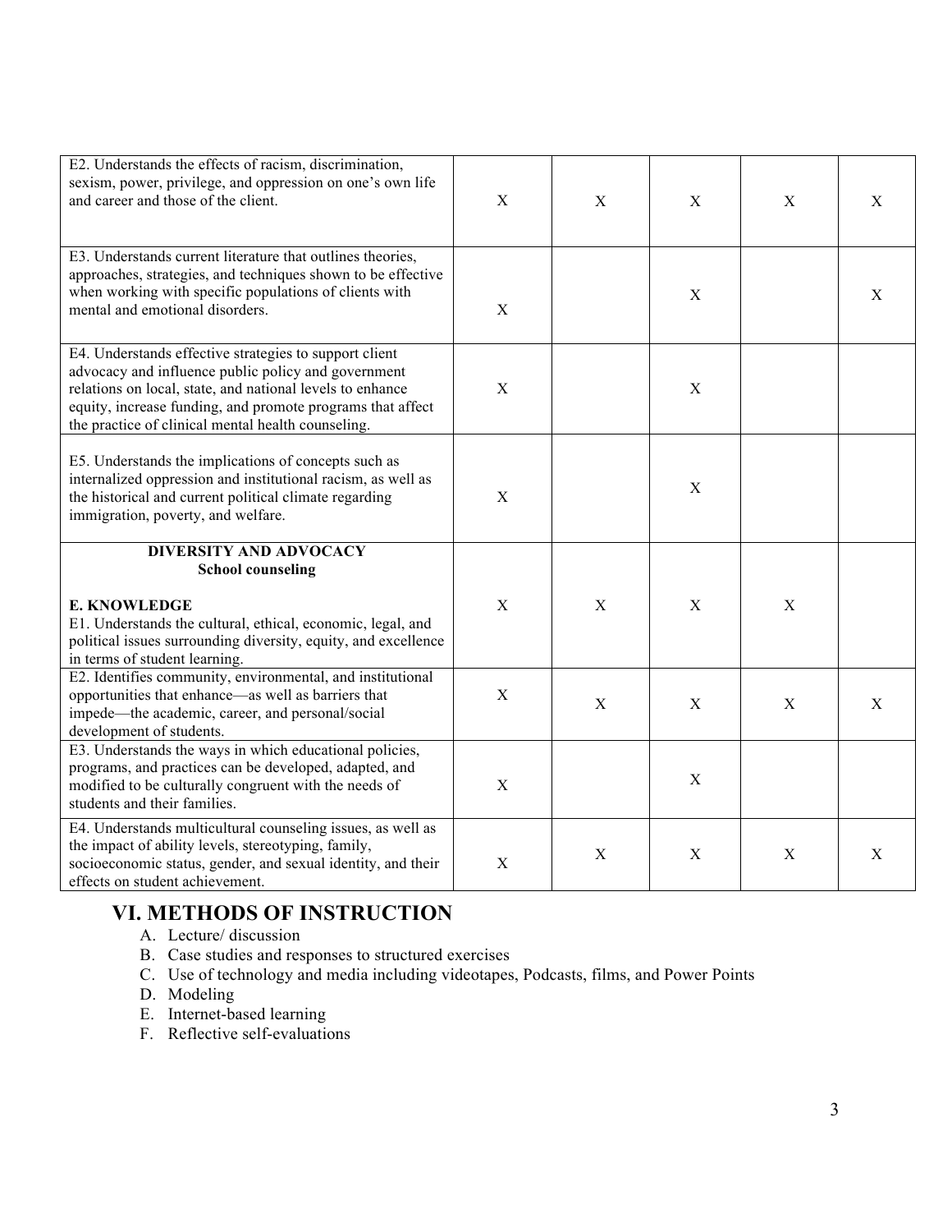| | | | | | |
|---|---|---|---|---|---|
| E2. Understands the effects of racism, discrimination, sexism, power, privilege, and oppression on one's own life and career and those of the client. | X | X | X | X | X |
| E3. Understands current literature that outlines theories, approaches, strategies, and techniques shown to be effective when working with specific populations of clients with mental and emotional disorders. | X | | X | | X |
| E4. Understands effective strategies to support client advocacy and influence public policy and government relations on local, state, and national levels to enhance equity, increase funding, and promote programs that affect the practice of clinical mental health counseling. | X | | X | | |
| E5. Understands the implications of concepts such as internalized oppression and institutional racism, as well as the historical and current political climate regarding immigration, poverty, and welfare. | X | | X | | |
| **DIVERSITY AND ADVOCACY** **School counseling** **E. KNOWLEDGE** E1. Understands the cultural, ethical, economic, legal, and political issues surrounding diversity, equity, and excellence in terms of student learning. | X | X | X | X | |
| E2. Identifies community, environmental, and institutional opportunities that enhance—as well as barriers that impede—the academic, career, and personal/social development of students. | X | X | X | X | X |
| E3. Understands the ways in which educational policies, programs, and practices can be developed, adapted, and modified to be culturally congruent with the needs of students and their families. | X | | X | | |
| E4. Understands multicultural counseling issues, as well as the impact of ability levels, stereotyping, family, socioeconomic status, gender, and sexual identity, and their effects on student achievement. | X | X | X | X | X |

# VI. METHODS OF INSTRUCTION

A. Lecture/ discussion
B. Case studies and responses to structured exercises
C. Use of technology and media including videotapes, Podcasts, films, and Power Points
D. Modeling
E. Internet-based learning
F. Reflective self-evaluations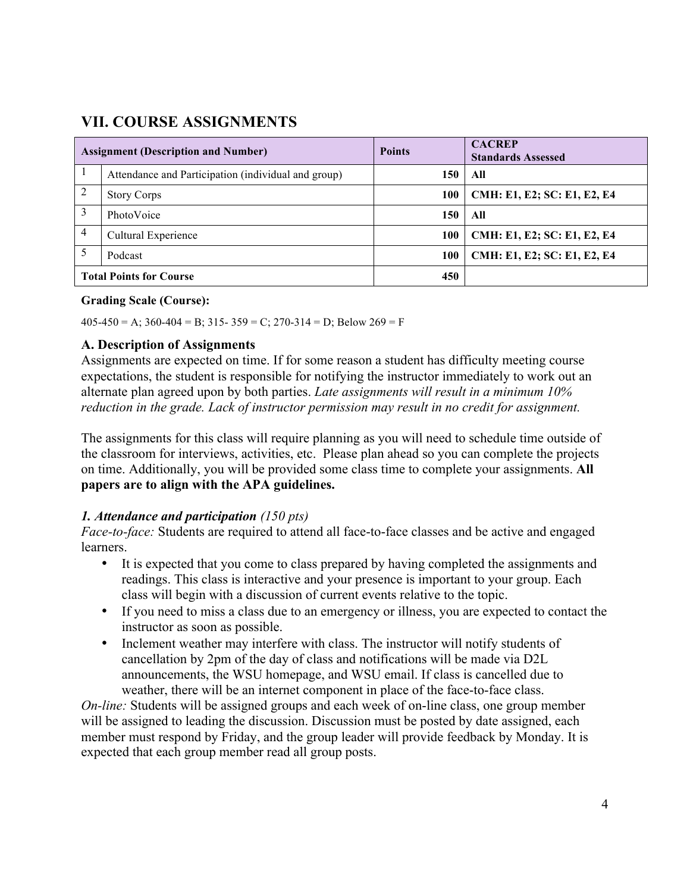## VII. COURSE ASSIGNMENTS

| Assignment (Description and Number) | | Points | CACREP Standards Assessed |
|---|---|---|---|
| 1 | Attendance and Participation (individual and group) | 150 | **All** |
| 2 | Story Corps | 100 | **CMH: E1, E2; SC: E1, E2, E4** |
| 3 | PhotoVoice | 150 | **All** |
| 4 | Cultural Experience | 100 | **CMH: E1, E2; SC: E1, E2, E4** |
| 5 | Podcast | 100 | **CMH: E1, E2; SC: E1, E2, E4** |
| **Total Points for Course** | | 450 | |

**Grading Scale (Course):**

405-450 = A; 360-404 = B; 315- 359 = C; 270-314 = D; Below 269 = F

### A. Description of Assignments

Assignments are expected on time. If for some reason a student has difficulty meeting course expectations, the student is responsible for notifying the instructor immediately to work out an alternate plan agreed upon by both parties. *Late assignments will result in a minimum 10% reduction in the grade. Lack of instructor permission may result in no credit for assignment.*

The assignments for this class will require planning as you will need to schedule time outside of the classroom for interviews, activities, etc. Please plan ahead so you can complete the projects on time. Additionally, you will be provided some class time to complete your assignments. **All papers are to align with the APA guidelines.**

***1. Attendance and participation*** *(150 pts)*

*Face-to-face:* Students are required to attend all face-to-face classes and be active and engaged learners.

- It is expected that you come to class prepared by having completed the assignments and readings. This class is interactive and your presence is important to your group. Each class will begin with a discussion of current events relative to the topic.
- If you need to miss a class due to an emergency or illness, you are expected to contact the instructor as soon as possible.
- Inclement weather may interfere with class. The instructor will notify students of cancellation by 2pm of the day of class and notifications will be made via D2L announcements, the WSU homepage, and WSU email. If class is cancelled due to weather, there will be an internet component in place of the face-to-face class.

*On-line:* Students will be assigned groups and each week of on-line class, one group member will be assigned to leading the discussion. Discussion must be posted by date assigned, each member must respond by Friday, and the group leader will provide feedback by Monday. It is expected that each group member read all group posts.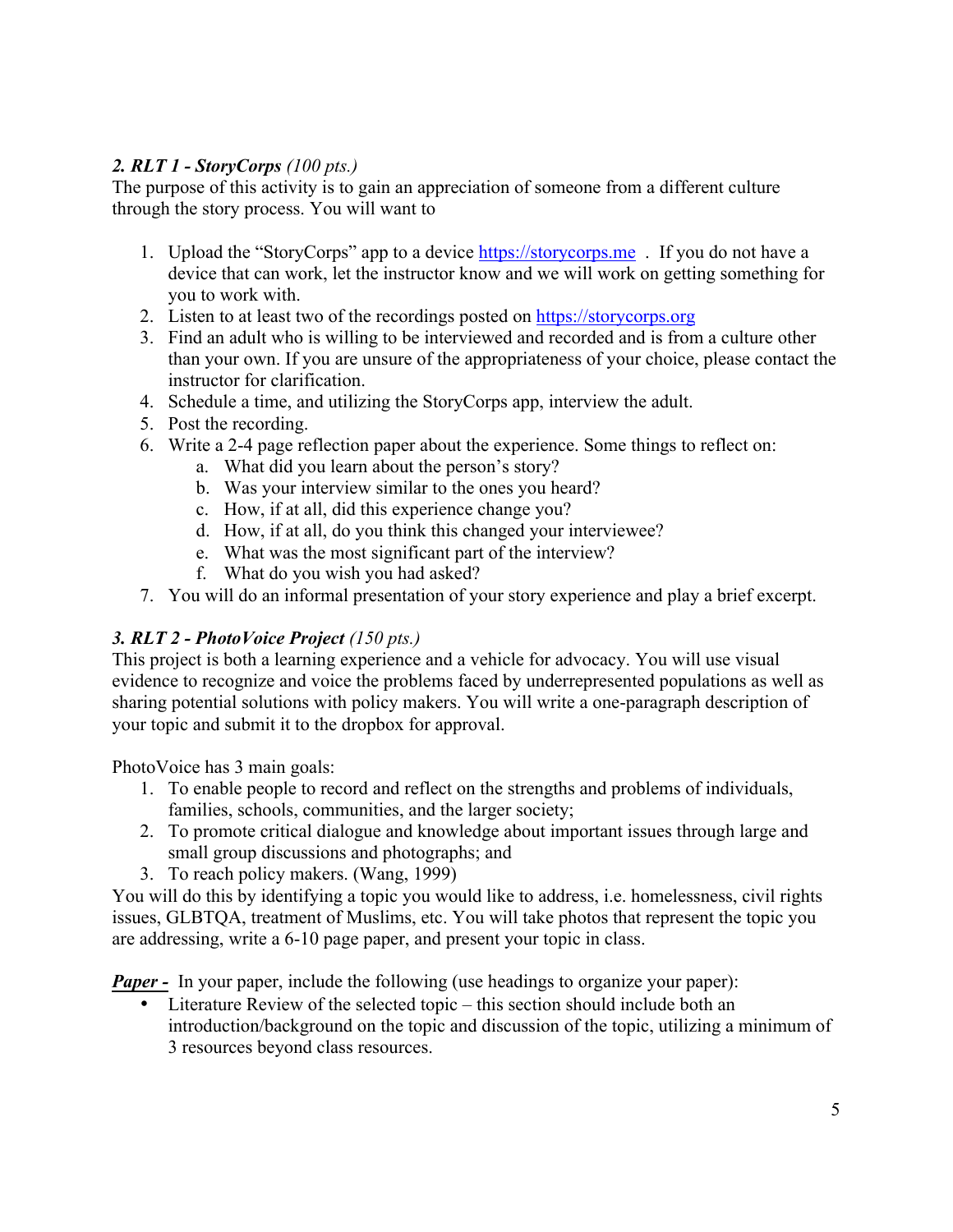*2. **RLT 1 - StoryCorps** (100 pts.)*

The purpose of this activity is to gain an appreciation of someone from a different culture through the story process. You will want to

1. Upload the "StoryCorps" app to a device https://storycorps.me . If you do not have a device that can work, let the instructor know and we will work on getting something for you to work with.
2. Listen to at least two of the recordings posted on https://storycorps.org
3. Find an adult who is willing to be interviewed and recorded and is from a culture other than your own. If you are unsure of the appropriateness of your choice, please contact the instructor for clarification.
4. Schedule a time, and utilizing the StoryCorps app, interview the adult.
5. Post the recording.
6. Write a 2-4 page reflection paper about the experience. Some things to reflect on:
   a. What did you learn about the person's story?
   b. Was your interview similar to the ones you heard?
   c. How, if at all, did this experience change you?
   d. How, if at all, do you think this changed your interviewee?
   e. What was the most significant part of the interview?
   f. What do you wish you had asked?
7. You will do an informal presentation of your story experience and play a brief excerpt.

*3. **RLT 2 - PhotoVoice Project** (150 pts.)*

This project is both a learning experience and a vehicle for advocacy. You will use visual evidence to recognize and voice the problems faced by underrepresented populations as well as sharing potential solutions with policy makers. You will write a one-paragraph description of your topic and submit it to the dropbox for approval.

PhotoVoice has 3 main goals:

1. To enable people to record and reflect on the strengths and problems of individuals, families, schools, communities, and the larger society;
2. To promote critical dialogue and knowledge about important issues through large and small group discussions and photographs; and
3. To reach policy makers. (Wang, 1999)

You will do this by identifying a topic you would like to address, i.e. homelessness, civil rights issues, GLBTQA, treatment of Muslims, etc. You will take photos that represent the topic you are addressing, write a 6-10 page paper, and present your topic in class.

***Paper -*** In your paper, include the following (use headings to organize your paper):

- Literature Review of the selected topic – this section should include both an introduction/background on the topic and discussion of the topic, utilizing a minimum of 3 resources beyond class resources.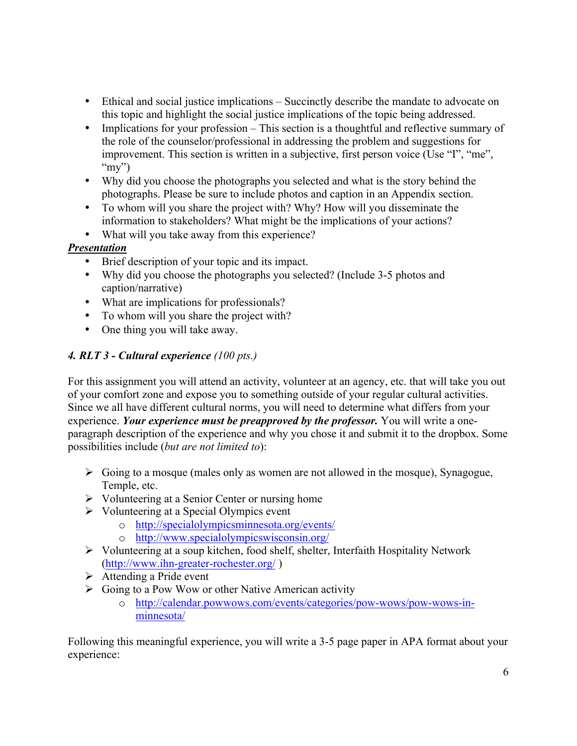- Ethical and social justice implications – Succinctly describe the mandate to advocate on this topic and highlight the social justice implications of the topic being addressed.
- Implications for your profession – This section is a thoughtful and reflective summary of the role of the counselor/professional in addressing the problem and suggestions for improvement. This section is written in a subjective, first person voice (Use "I", "me", "my")
- Why did you choose the photographs you selected and what is the story behind the photographs. Please be sure to include photos and caption in an Appendix section.
- To whom will you share the project with? Why? How will you disseminate the information to stakeholders? What might be the implications of your actions?
- What will you take away from this experience?

***Presentation***

- Brief description of your topic and its impact.
- Why did you choose the photographs you selected? (Include 3-5 photos and caption/narrative)
- What are implications for professionals?
- To whom will you share the project with?
- One thing you will take away.

### *4. RLT 3 - Cultural experience* *(100 pts.)*

For this assignment you will attend an activity, volunteer at an agency, etc. that will take you out of your comfort zone and expose you to something outside of your regular cultural activities. Since we all have different cultural norms, you will need to determine what differs from your experience. ***Your experience must be preapproved by the professor.*** You will write a one-paragraph description of the experience and why you chose it and submit it to the dropbox. Some possibilities include (*but are not limited to*):

- Going to a mosque (males only as women are not allowed in the mosque), Synagogue, Temple, etc.
- Volunteering at a Senior Center or nursing home
- Volunteering at a Special Olympics event
    - http://specialolympicsminnesota.org/events/
    - http://www.specialolympicswisconsin.org/
- Volunteering at a soup kitchen, food shelf, shelter, Interfaith Hospitality Network (http://www.ihn-greater-rochester.org/ )
- Attending a Pride event
- Going to a Pow Wow or other Native American activity
    - http://calendar.powwows.com/events/categories/pow-wows/pow-wows-in-minnesota/

Following this meaningful experience, you will write a 3-5 page paper in APA format about your experience: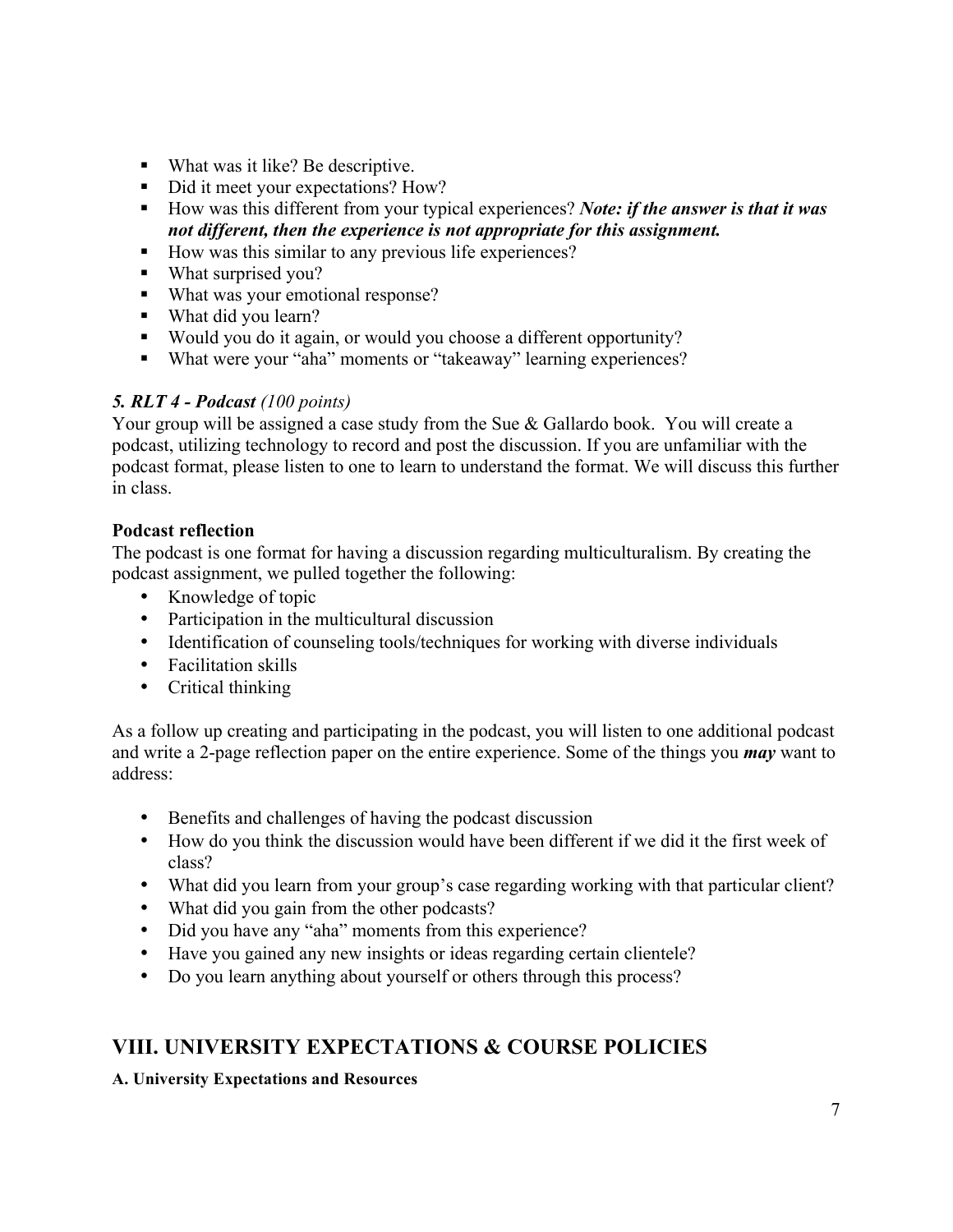- What was it like? Be descriptive.
- Did it meet your expectations? How?
- How was this different from your typical experiences? ***Note: if the answer is that it was not different, then the experience is not appropriate for this assignment.***
- How was this similar to any previous life experiences?
- What surprised you?
- What was your emotional response?
- What did you learn?
- Would you do it again, or would you choose a different opportunity?
- What were your "aha" moments or "takeaway" learning experiences?

***5. RLT 4 - Podcast*** *(100 points)*
Your group will be assigned a case study from the Sue & Gallardo book. You will create a podcast, utilizing technology to record and post the discussion. If you are unfamiliar with the podcast format, please listen to one to learn to understand the format. We will discuss this further in class.

**Podcast reflection**
The podcast is one format for having a discussion regarding multiculturalism. By creating the podcast assignment, we pulled together the following:

- Knowledge of topic
- Participation in the multicultural discussion
- Identification of counseling tools/techniques for working with diverse individuals
- Facilitation skills
- Critical thinking

As a follow up creating and participating in the podcast, you will listen to one additional podcast and write a 2-page reflection paper on the entire experience. Some of the things you ***may*** want to address:

- Benefits and challenges of having the podcast discussion
- How do you think the discussion would have been different if we did it the first week of class?
- What did you learn from your group's case regarding working with that particular client?
- What did you gain from the other podcasts?
- Did you have any "aha" moments from this experience?
- Have you gained any new insights or ideas regarding certain clientele?
- Do you learn anything about yourself or others through this process?

## VIII. UNIVERSITY EXPECTATIONS & COURSE POLICIES

**A. University Expectations and Resources**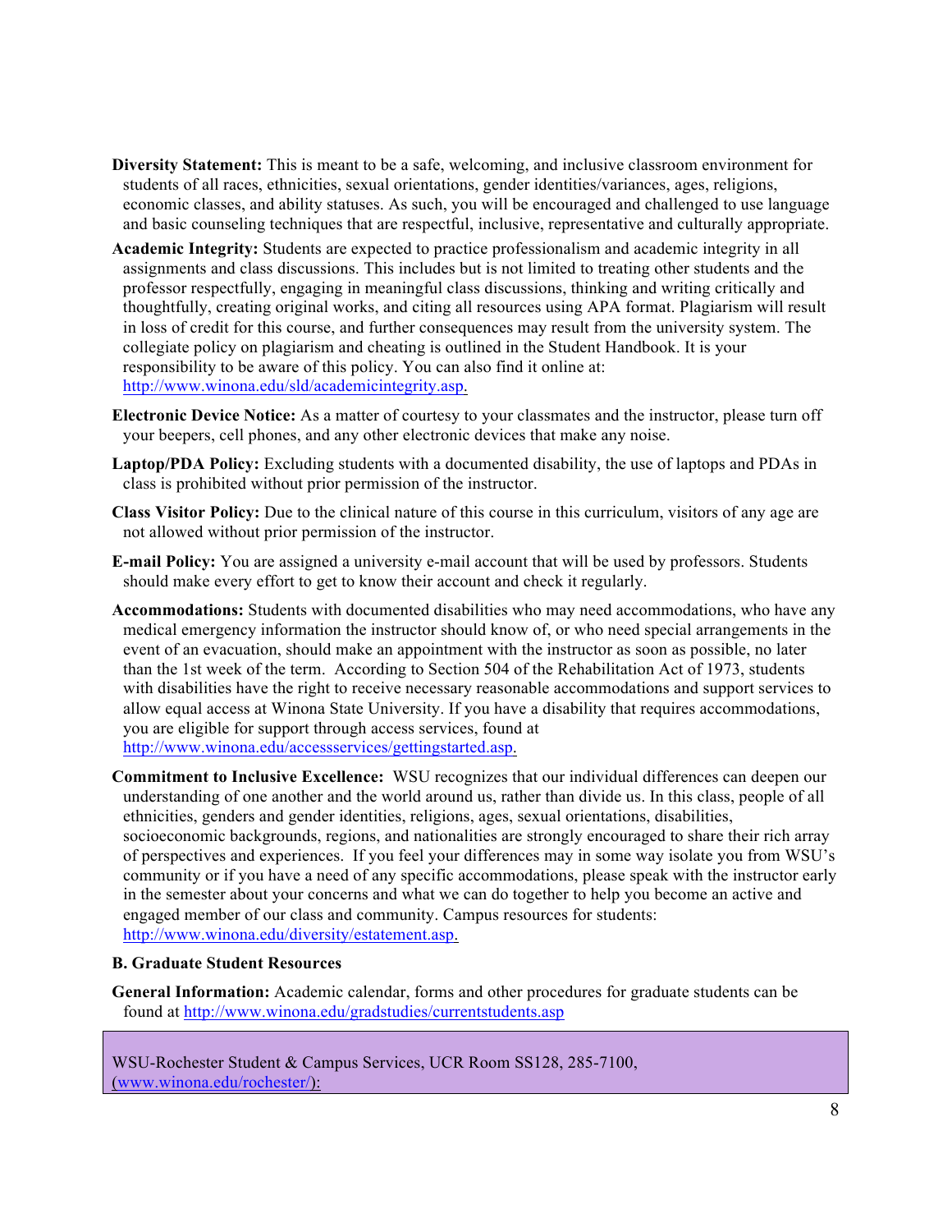**Diversity Statement:** This is meant to be a safe, welcoming, and inclusive classroom environment for students of all races, ethnicities, sexual orientations, gender identities/variances, ages, religions, economic classes, and ability statuses. As such, you will be encouraged and challenged to use language and basic counseling techniques that are respectful, inclusive, representative and culturally appropriate.

**Academic Integrity:** Students are expected to practice professionalism and academic integrity in all assignments and class discussions. This includes but is not limited to treating other students and the professor respectfully, engaging in meaningful class discussions, thinking and writing critically and thoughtfully, creating original works, and citing all resources using APA format. Plagiarism will result in loss of credit for this course, and further consequences may result from the university system. The collegiate policy on plagiarism and cheating is outlined in the Student Handbook. It is your responsibility to be aware of this policy. You can also find it online at: http://www.winona.edu/sld/academicintegrity.asp.

**Electronic Device Notice:** As a matter of courtesy to your classmates and the instructor, please turn off your beepers, cell phones, and any other electronic devices that make any noise.

**Laptop/PDA Policy:** Excluding students with a documented disability, the use of laptops and PDAs in class is prohibited without prior permission of the instructor.

**Class Visitor Policy:** Due to the clinical nature of this course in this curriculum, visitors of any age are not allowed without prior permission of the instructor.

**E-mail Policy:** You are assigned a university e-mail account that will be used by professors. Students should make every effort to get to know their account and check it regularly.

**Accommodations:** Students with documented disabilities who may need accommodations, who have any medical emergency information the instructor should know of, or who need special arrangements in the event of an evacuation, should make an appointment with the instructor as soon as possible, no later than the 1st week of the term. According to Section 504 of the Rehabilitation Act of 1973, students with disabilities have the right to receive necessary reasonable accommodations and support services to allow equal access at Winona State University. If you have a disability that requires accommodations, you are eligible for support through access services, found at http://www.winona.edu/accessservices/gettingstarted.asp.

**Commitment to Inclusive Excellence:** WSU recognizes that our individual differences can deepen our understanding of one another and the world around us, rather than divide us. In this class, people of all ethnicities, genders and gender identities, religions, ages, sexual orientations, disabilities, socioeconomic backgrounds, regions, and nationalities are strongly encouraged to share their rich array of perspectives and experiences. If you feel your differences may in some way isolate you from WSU's community or if you have a need of any specific accommodations, please speak with the instructor early in the semester about your concerns and what we can do together to help you become an active and engaged member of our class and community. Campus resources for students: http://www.winona.edu/diversity/estatement.asp.

**B. Graduate Student Resources**

**General Information:** Academic calendar, forms and other procedures for graduate students can be found at http://www.winona.edu/gradstudies/currentstudents.asp

WSU-Rochester Student & Campus Services, UCR Room SS128, 285-7100, (www.winona.edu/rochester/):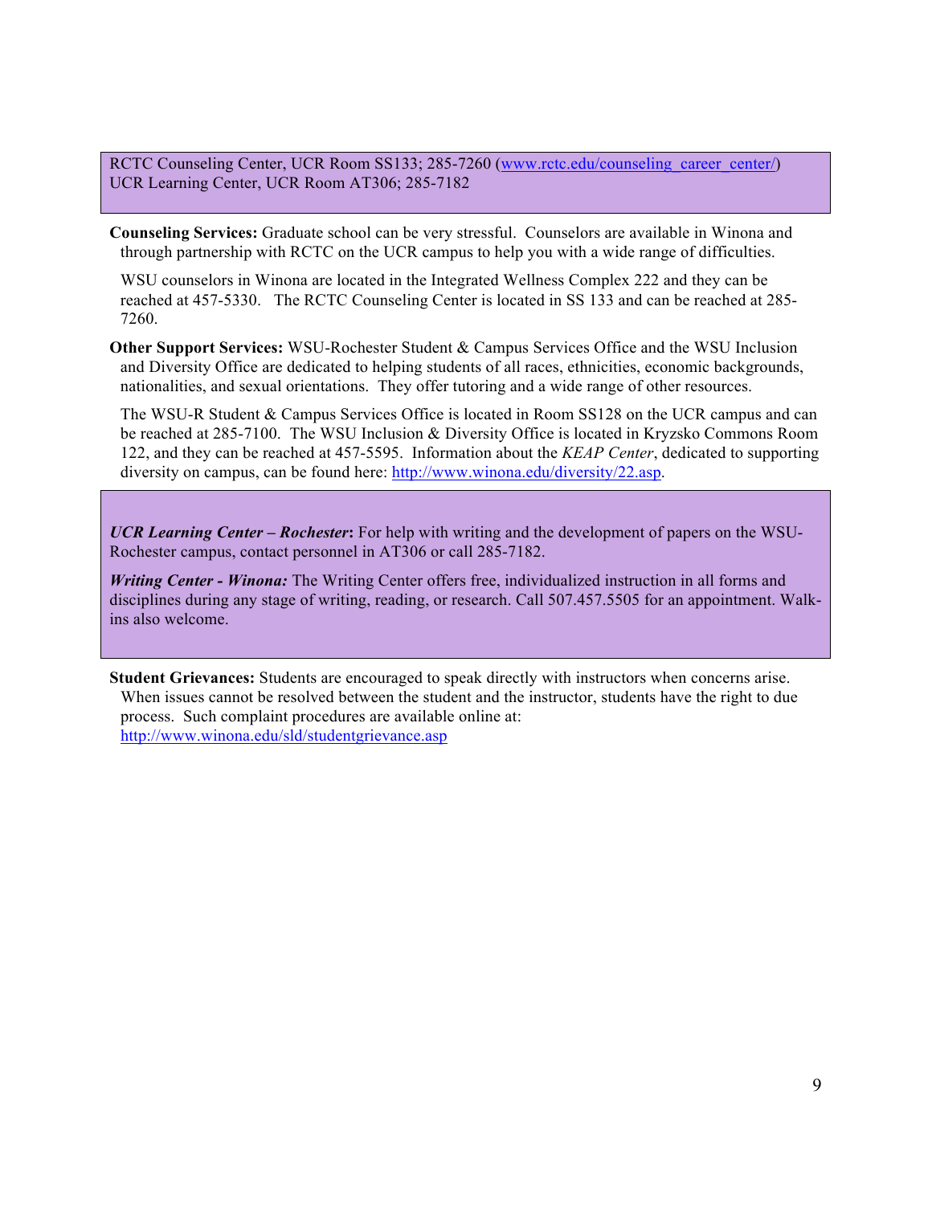RCTC Counseling Center, UCR Room SS133; 285-7260 ([www.rctc.edu/counseling_career_center/](www.rctc.edu/counseling_career_center/))
UCR Learning Center, UCR Room AT306; 285-7182

**Counseling Services:** Graduate school can be very stressful. Counselors are available in Winona and through partnership with RCTC on the UCR campus to help you with a wide range of difficulties.

WSU counselors in Winona are located in the Integrated Wellness Complex 222 and they can be reached at 457-5330. The RCTC Counseling Center is located in SS 133 and can be reached at 285-7260.

**Other Support Services:** WSU-Rochester Student & Campus Services Office and the WSU Inclusion and Diversity Office are dedicated to helping students of all races, ethnicities, economic backgrounds, nationalities, and sexual orientations. They offer tutoring and a wide range of other resources.

The WSU-R Student & Campus Services Office is located in Room SS128 on the UCR campus and can be reached at 285-7100. The WSU Inclusion & Diversity Office is located in Kryzsko Commons Room 122, and they can be reached at 457-5595. Information about the *KEAP Center*, dedicated to supporting diversity on campus, can be found here: [http://www.winona.edu/diversity/22.asp](http://www.winona.edu/diversity/22.asp).

***UCR Learning Center – Rochester*****:** For help with writing and the development of papers on the WSU-Rochester campus, contact personnel in AT306 or call 285-7182.

***Writing Center - Winona:*** The Writing Center offers free, individualized instruction in all forms and disciplines during any stage of writing, reading, or research. Call 507.457.5505 for an appointment. Walk-ins also welcome.

**Student Grievances:** Students are encouraged to speak directly with instructors when concerns arise. When issues cannot be resolved between the student and the instructor, students have the right to due process. Such complaint procedures are available online at:
[http://www.winona.edu/sld/studentgrievance.asp](http://www.winona.edu/sld/studentgrievance.asp)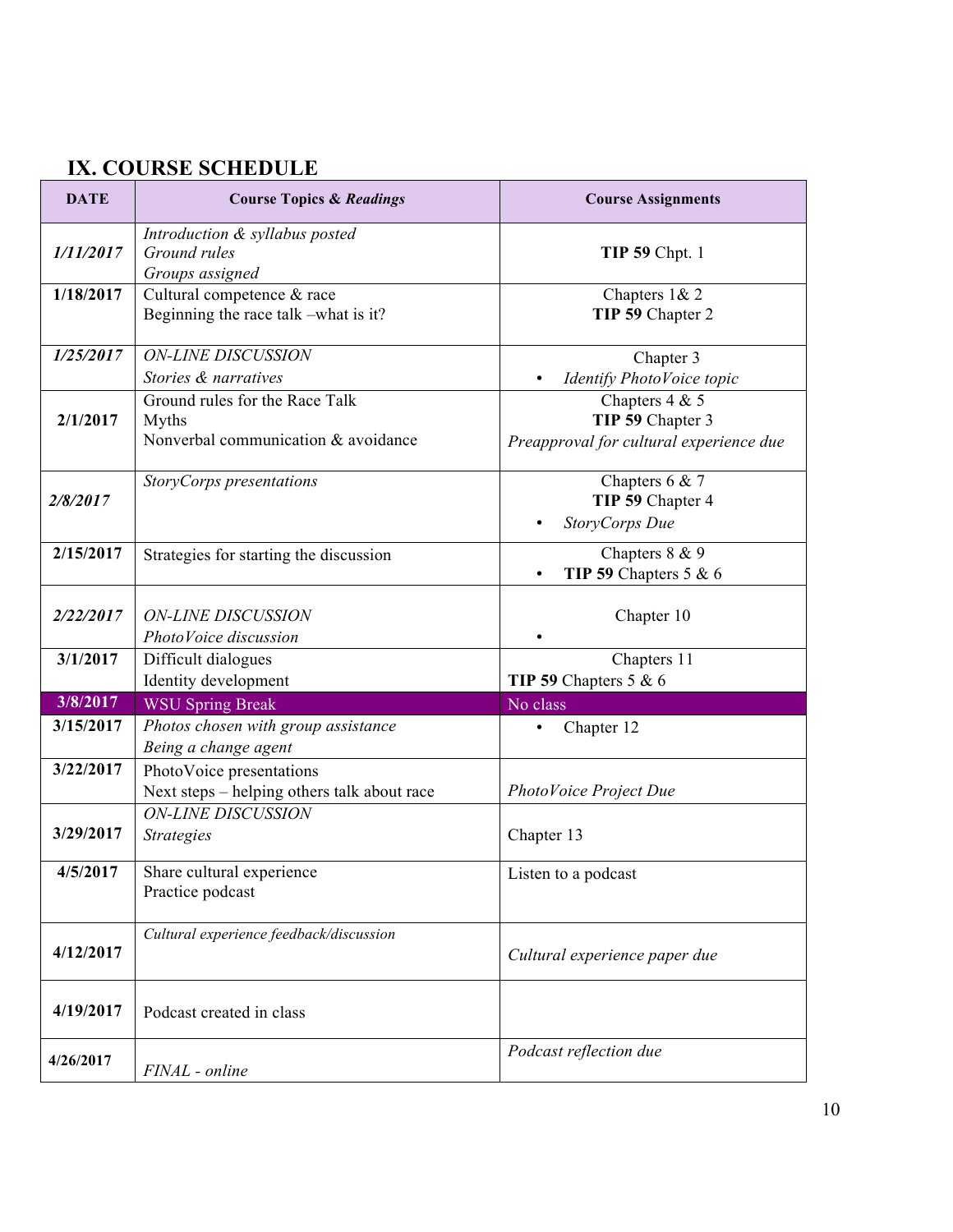## IX. COURSE SCHEDULE

| DATE | Course Topics & *Readings* | Course Assignments |
|---|---|---|
| ***1/11/2017*** | *Introduction & syllabus posted*<br>*Ground rules*<br>*Groups assigned* | **TIP 59** Chpt. 1 |
| **1/18/2017** | Cultural competence & race<br>Beginning the race talk –what is it? | Chapters 1& 2<br>**TIP 59** Chapter 2 |
| ***1/25/2017*** | *ON-LINE DISCUSSION*<br>*Stories & narratives* | Chapter 3<br>• *Identify PhotoVoice topic* |
| **2/1/2017** | Ground rules for the Race Talk<br>Myths<br>Nonverbal communication & avoidance | Chapters 4 & 5<br>**TIP 59** Chapter 3<br>*Preapproval for cultural experience due* |
| ***2/8/2017*** | *StoryCorps presentations* | Chapters 6 & 7<br>**TIP 59** Chapter 4<br>• *StoryCorps Due* |
| **2/15/2017** | Strategies for starting the discussion | Chapters 8 & 9<br>• **TIP 59** Chapters 5 & 6 |
| ***2/22/2017*** | *ON-LINE DISCUSSION*<br>*PhotoVoice discussion* | Chapter 10<br>• |
| **3/1/2017** | Difficult dialogues<br>Identity development | Chapters 11<br>**TIP 59** Chapters 5 & 6 |
| **3/8/2017** | WSU Spring Break | No class |
| **3/15/2017** | *Photos chosen with group assistance*<br>*Being a change agent* | • Chapter 12 |
| **3/22/2017** | PhotoVoice presentations<br>Next steps – helping others talk about race | *PhotoVoice Project Due* |
| **3/29/2017** | *ON-LINE DISCUSSION*<br>*Strategies* | Chapter 13 |
| **4/5/2017** | Share cultural experience<br>Practice podcast | Listen to a podcast |
| **4/12/2017** | *Cultural experience feedback/discussion* | *Cultural experience paper due* |
| **4/19/2017** | Podcast created in class | |
| **4/26/2017** | *FINAL - online* | *Podcast reflection due* |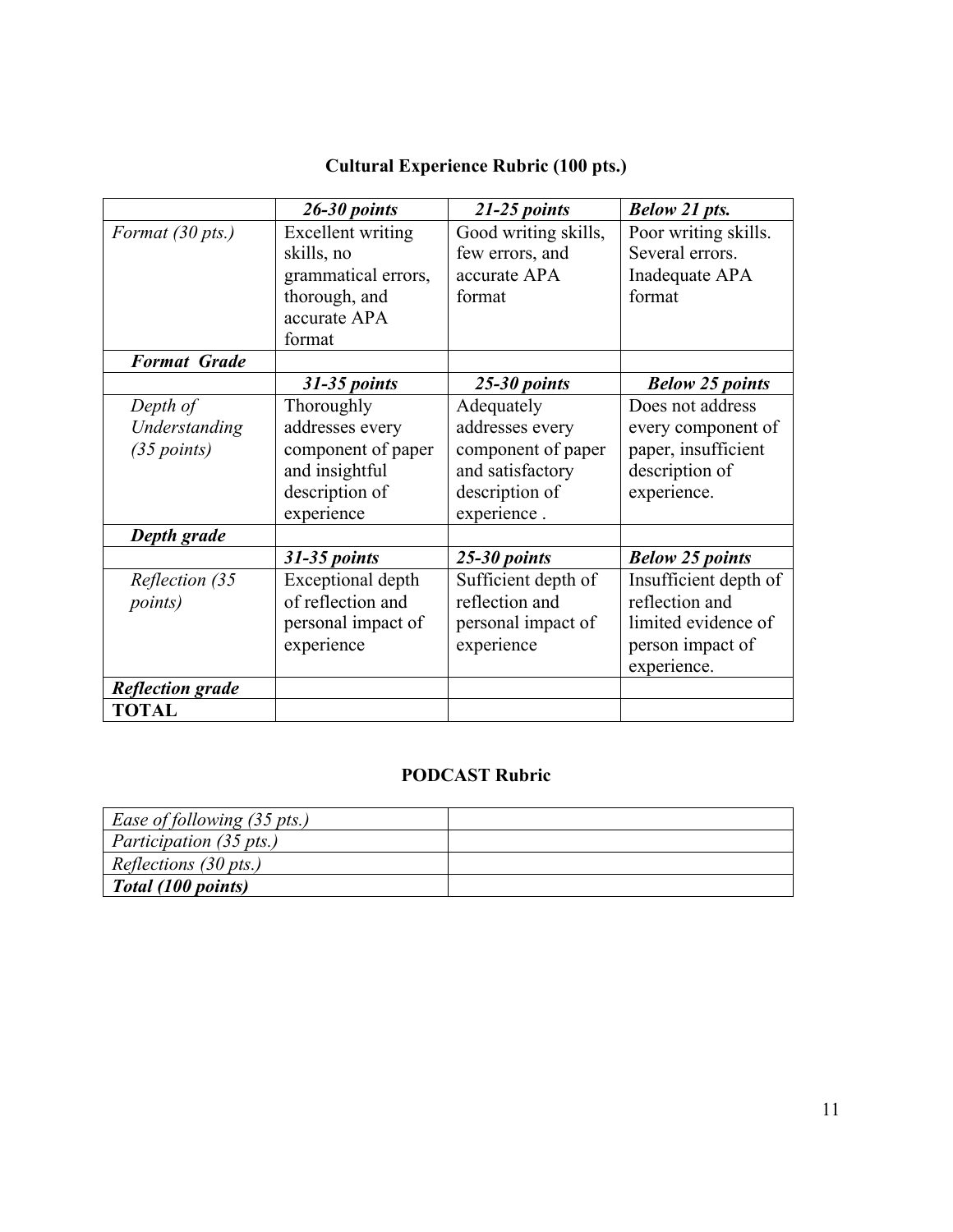## Cultural Experience Rubric (100 pts.)

| | ***26-30 points*** | ***21-25 points*** | ***Below 21 pts.*** |
|---|---|---|---|
| *Format (30 pts.)* | Excellent writing skills, no grammatical errors, thorough, and accurate APA format | Good writing skills, few errors, and accurate APA format | Poor writing skills. Several errors. Inadequate APA format |
| ***Format Grade*** | | | |
| | ***31-35 points*** | ***25-30 points*** | ***Below 25 points*** |
| *Depth of Understanding (35 points)* | Thoroughly addresses every component of paper and insightful description of experience | Adequately addresses every component of paper and satisfactory description of experience . | Does not address every component of paper, insufficient description of experience. |
| ***Depth grade*** | | | |
| | ***31-35 points*** | ***25-30 points*** | ***Below 25 points*** |
| *Reflection (35 points)* | Exceptional depth of reflection and personal impact of experience | Sufficient depth of reflection and personal impact of experience | Insufficient depth of reflection and limited evidence of person impact of experience. |
| ***Reflection grade*** | | | |
| **TOTAL** | | | |

## PODCAST Rubric

| | |
|---|---|
| *Ease of following (35 pts.)* | |
| *Participation (35 pts.)* | |
| *Reflections (30 pts.)* | |
| ***Total (100 points)*** | |